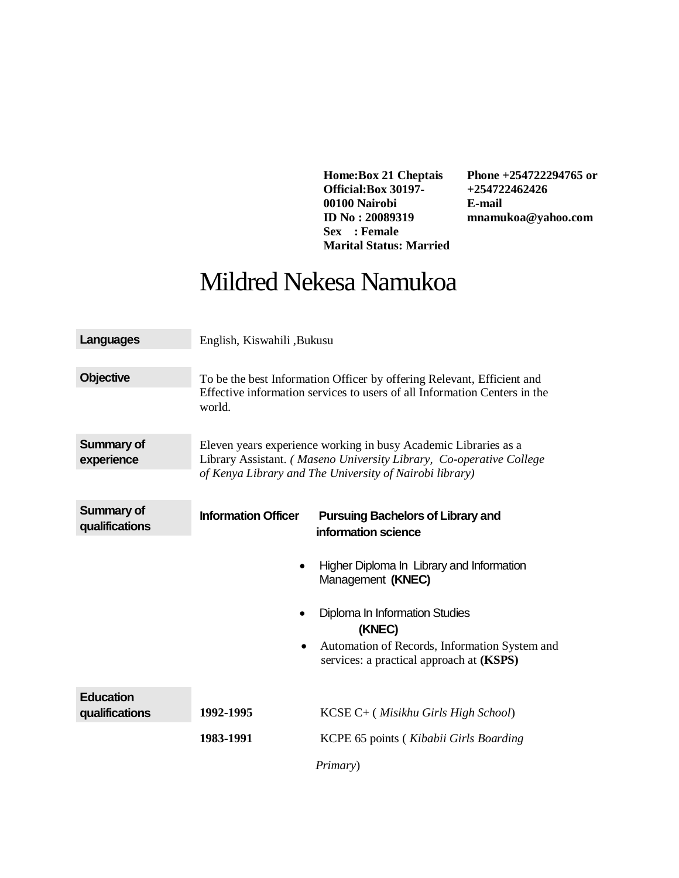**Home:Box 21 Cheptais**
**Official:Box 30197-00100 Nairobi**
**ID No : 20089319**
**Sex : Female**
**Marital Status: Married**

**Phone +254722294765 or +254722462426**
**E-mail mnamukoa@yahoo.com**

# Mildred Nekesa Namukoa

**Languages**

English, Kiswahili ,Bukusu

**Objective**

To be the best Information Officer by offering Relevant, Efficient and Effective information services to users of all Information Centers in the world.

**Summary of experience**

Eleven years experience working in busy Academic Libraries as a Library Assistant. *( Maseno University Library, Co-operative College of Kenya Library and The University of Nairobi library)*

**Summary of qualifications**

**Information Officer** **Pursuing Bachelors of Library and information science**

- Higher Diploma In Library and Information Management **(KNEC)**
- Diploma In Information Studies **(KNEC)**
- Automation of Records, Information System and services: a practical approach at **(KSPS)**

**Education qualifications**

| | |
|---|---|
| **1992-1995** | KCSE C+ ( *Misikhu Girls High School*) |
| **1983-1991** | KCPE 65 points ( *Kibabii Girls Boarding Primary*) |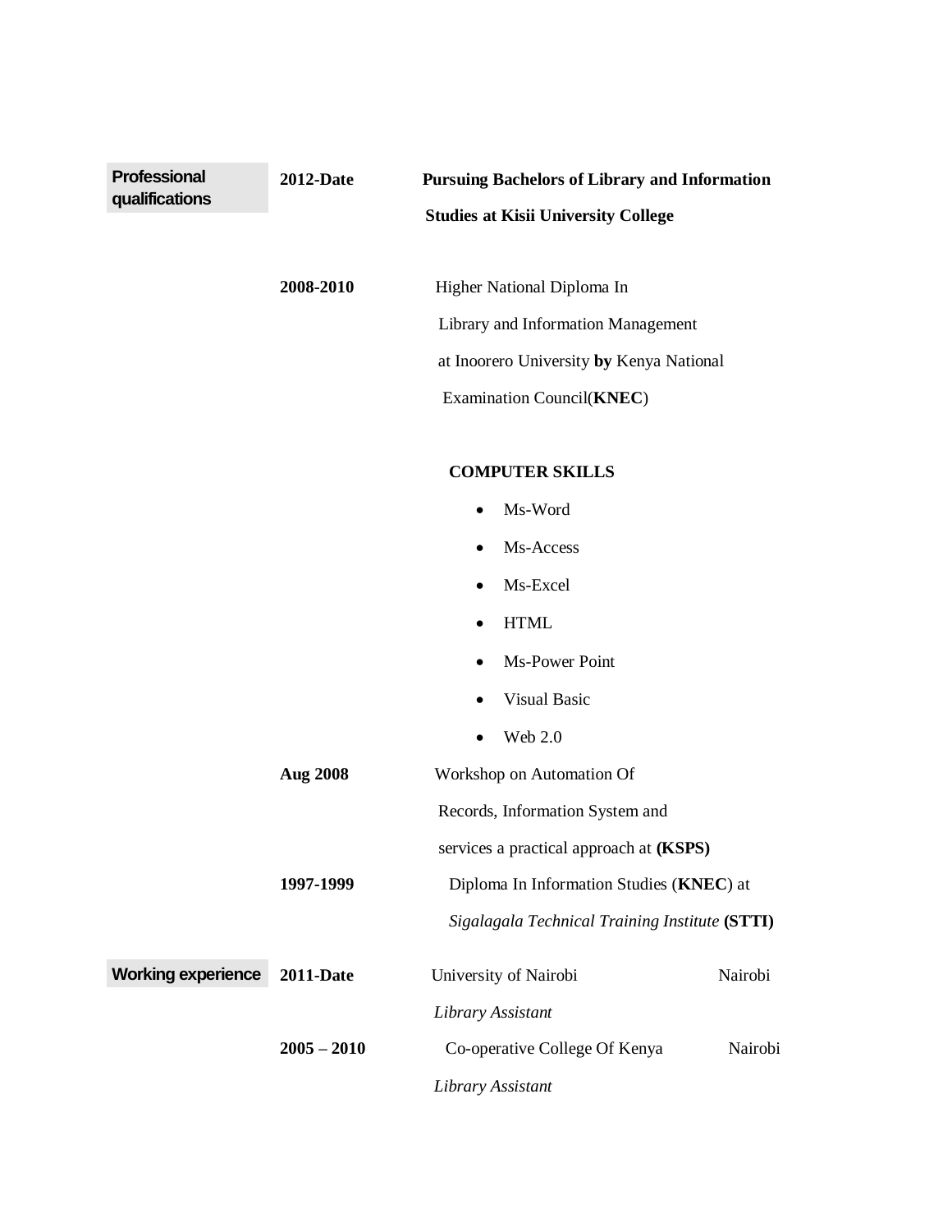## Professional qualifications

**2012-Date** — **Pursuing Bachelors of Library and Information Studies at Kisii University College**

**2008-2010** — Higher National Diploma In Library and Information Management at Inoorero University **by** Kenya National Examination Council(**KNEC**)

**COMPUTER SKILLS**

- Ms-Word
- Ms-Access
- Ms-Excel
- HTML
- Ms-Power Point
- Visual Basic
- Web 2.0

**Aug 2008** — Workshop on Automation Of Records, Information System and services a practical approach at **(KSPS)**

**1997-1999** — Diploma In Information Studies (**KNEC**) at *Sigalagala Technical Training Institute* **(STTI)**

## Working experience

**2011-Date** — University of Nairobi, Nairobi
*Library Assistant*

**2005 – 2010** — Co-operative College Of Kenya, Nairobi
*Library Assistant*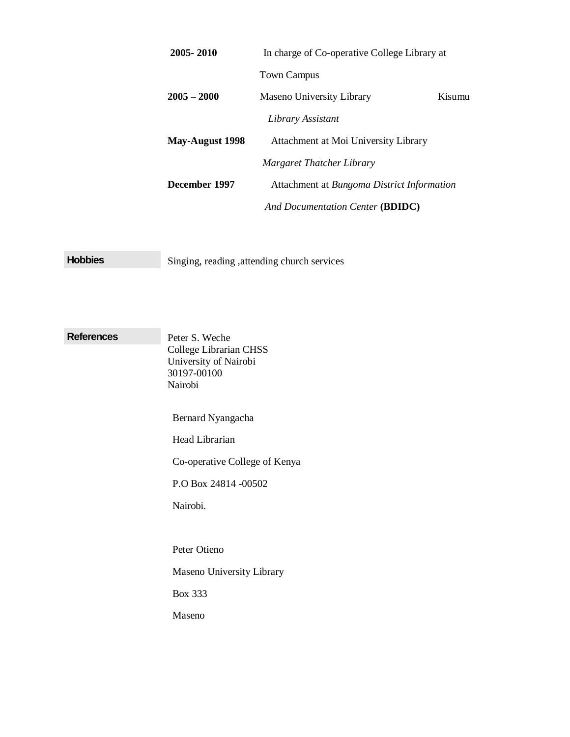| | |
|---|---|
| **2005- 2010** | In charge of Co-operative College Library at Town Campus |
| **2005 – 2000** | Maseno University Library Kisumu<br>*Library Assistant* |
| **May-August 1998** | Attachment at Moi University Library<br>*Margaret Thatcher Library* |
| **December 1997** | Attachment at *Bungoma District Information And Documentation Center* **(BDIDC)** |

## Hobbies

Singing, reading ,attending church services

## References

Peter S. Weche
College Librarian CHSS
University of Nairobi
30197-00100
Nairobi

Bernard Nyangacha

Head Librarian

Co-operative College of Kenya

P.O Box 24814 -00502

Nairobi.

Peter Otieno

Maseno University Library

Box 333

Maseno